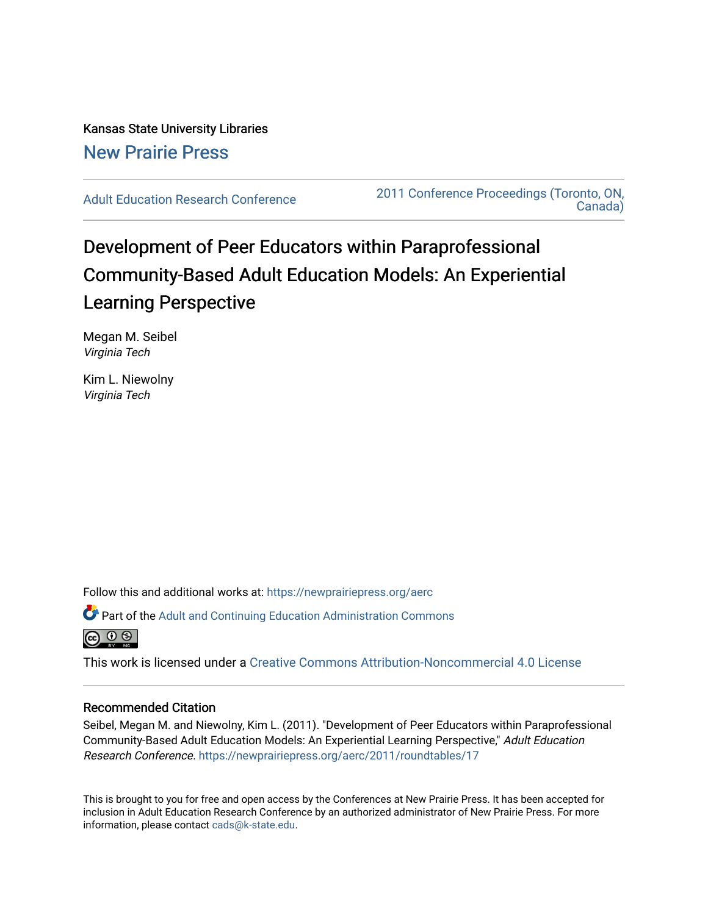Kansas State University Libraries

New Prairie Press

Adult Education Research Conference

2011 Conference Proceedings (Toronto, ON, Canada)

# Development of Peer Educators within Paraprofessional Community-Based Adult Education Models: An Experiential Learning Perspective

Megan M. Seibel
*Virginia Tech*

Kim L. Niewolny
*Virginia Tech*

Follow this and additional works at: https://newprairiepress.org/aerc

Part of the Adult and Continuing Education Administration Commons

This work is licensed under a Creative Commons Attribution-Noncommercial 4.0 License

## Recommended Citation

Seibel, Megan M. and Niewolny, Kim L. (2011). "Development of Peer Educators within Paraprofessional Community-Based Adult Education Models: An Experiential Learning Perspective," *Adult Education Research Conference*. https://newprairiepress.org/aerc/2011/roundtables/17

This is brought to you for free and open access by the Conferences at New Prairie Press. It has been accepted for inclusion in Adult Education Research Conference by an authorized administrator of New Prairie Press. For more information, please contact cads@k-state.edu.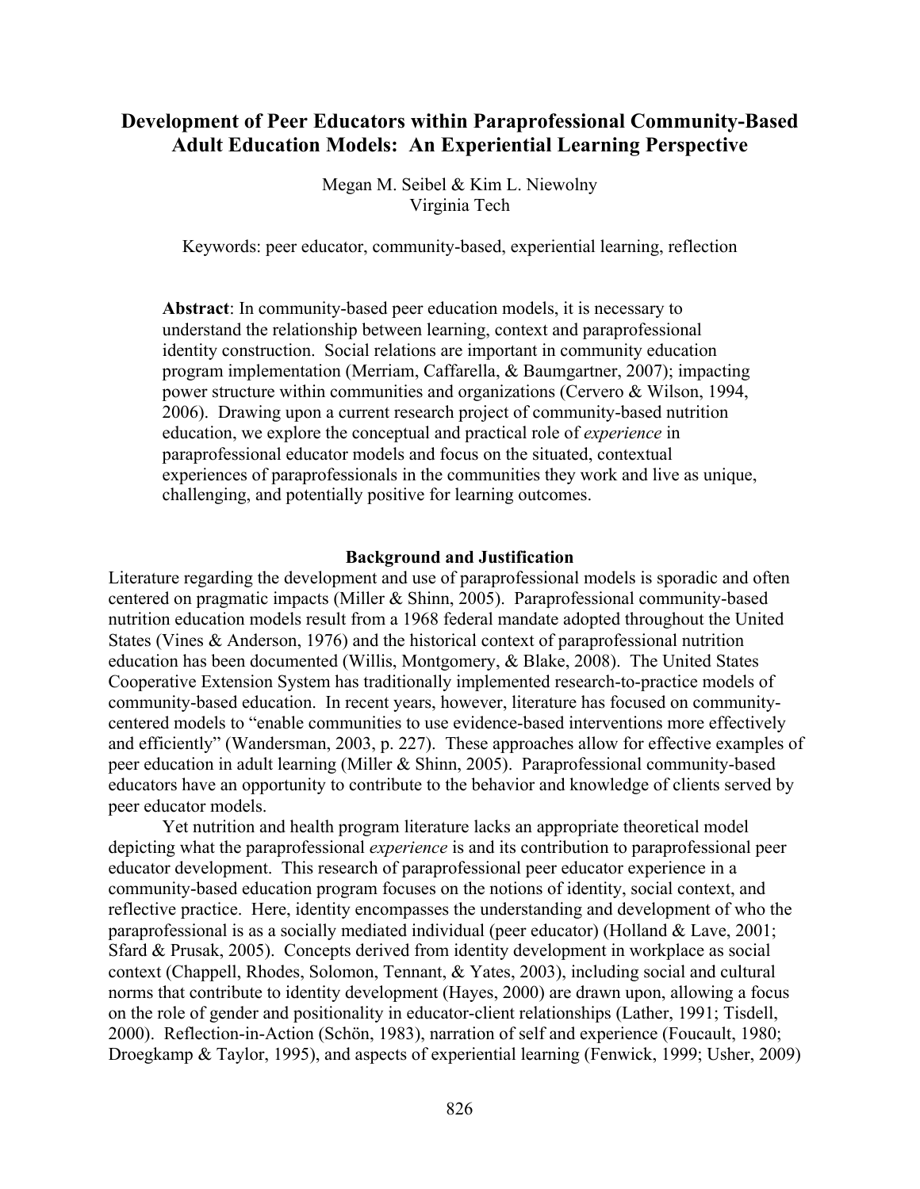# Development of Peer Educators within Paraprofessional Community-Based Adult Education Models: An Experiential Learning Perspective

Megan M. Seibel & Kim L. Niewolny
Virginia Tech

Keywords: peer educator, community-based, experiential learning, reflection

**Abstract**: In community-based peer education models, it is necessary to understand the relationship between learning, context and paraprofessional identity construction. Social relations are important in community education program implementation (Merriam, Caffarella, & Baumgartner, 2007); impacting power structure within communities and organizations (Cervero & Wilson, 1994, 2006). Drawing upon a current research project of community-based nutrition education, we explore the conceptual and practical role of *experience* in paraprofessional educator models and focus on the situated, contextual experiences of paraprofessionals in the communities they work and live as unique, challenging, and potentially positive for learning outcomes.

## Background and Justification

Literature regarding the development and use of paraprofessional models is sporadic and often centered on pragmatic impacts (Miller & Shinn, 2005). Paraprofessional community-based nutrition education models result from a 1968 federal mandate adopted throughout the United States (Vines & Anderson, 1976) and the historical context of paraprofessional nutrition education has been documented (Willis, Montgomery, & Blake, 2008). The United States Cooperative Extension System has traditionally implemented research-to-practice models of community-based education. In recent years, however, literature has focused on community-centered models to "enable communities to use evidence-based interventions more effectively and efficiently" (Wandersman, 2003, p. 227). These approaches allow for effective examples of peer education in adult learning (Miller & Shinn, 2005). Paraprofessional community-based educators have an opportunity to contribute to the behavior and knowledge of clients served by peer educator models.

Yet nutrition and health program literature lacks an appropriate theoretical model depicting what the paraprofessional *experience* is and its contribution to paraprofessional peer educator development. This research of paraprofessional peer educator experience in a community-based education program focuses on the notions of identity, social context, and reflective practice. Here, identity encompasses the understanding and development of who the paraprofessional is as a socially mediated individual (peer educator) (Holland & Lave, 2001; Sfard & Prusak, 2005). Concepts derived from identity development in workplace as social context (Chappell, Rhodes, Solomon, Tennant, & Yates, 2003), including social and cultural norms that contribute to identity development (Hayes, 2000) are drawn upon, allowing a focus on the role of gender and positionality in educator-client relationships (Lather, 1991; Tisdell, 2000). Reflection-in-Action (Schön, 1983), narration of self and experience (Foucault, 1980; Droegkamp & Taylor, 1995), and aspects of experiential learning (Fenwick, 1999; Usher, 2009)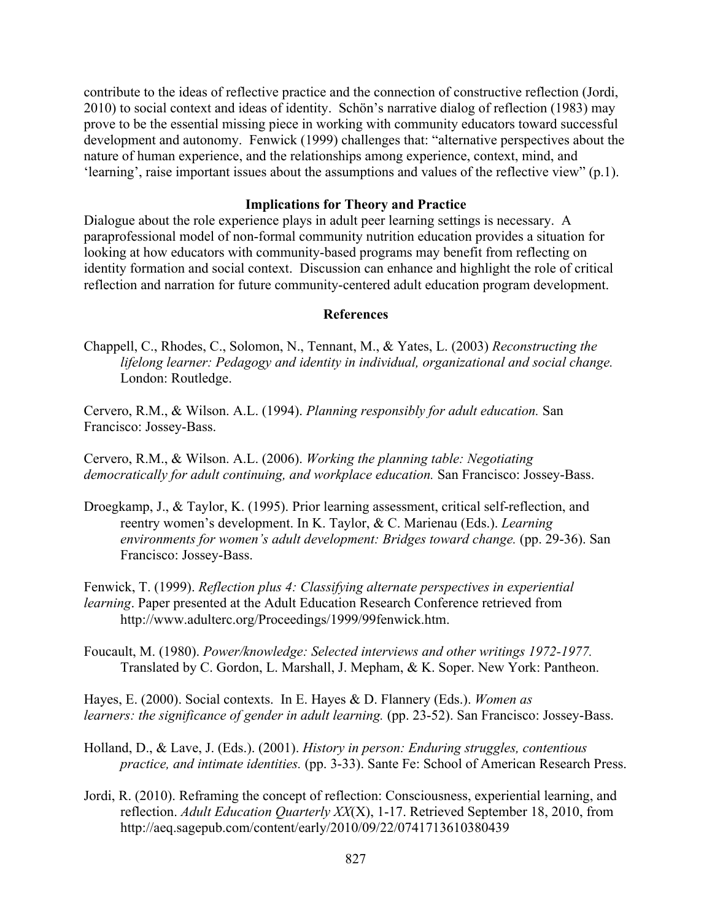contribute to the ideas of reflective practice and the connection of constructive reflection (Jordi, 2010) to social context and ideas of identity. Schön's narrative dialog of reflection (1983) may prove to be the essential missing piece in working with community educators toward successful development and autonomy. Fenwick (1999) challenges that: "alternative perspectives about the nature of human experience, and the relationships among experience, context, mind, and 'learning', raise important issues about the assumptions and values of the reflective view" (p.1).

## Implications for Theory and Practice

Dialogue about the role experience plays in adult peer learning settings is necessary. A paraprofessional model of non-formal community nutrition education provides a situation for looking at how educators with community-based programs may benefit from reflecting on identity formation and social context. Discussion can enhance and highlight the role of critical reflection and narration for future community-centered adult education program development.

## References

Chappell, C., Rhodes, C., Solomon, N., Tennant, M., & Yates, L. (2003) *Reconstructing the lifelong learner: Pedagogy and identity in individual, organizational and social change.* London: Routledge.

Cervero, R.M., & Wilson. A.L. (1994). *Planning responsibly for adult education.* San Francisco: Jossey-Bass.

Cervero, R.M., & Wilson. A.L. (2006). *Working the planning table: Negotiating democratically for adult continuing, and workplace education.* San Francisco: Jossey-Bass.

Droegkamp, J., & Taylor, K. (1995). Prior learning assessment, critical self-reflection, and reentry women's development. In K. Taylor, & C. Marienau (Eds.). *Learning environments for women's adult development: Bridges toward change.* (pp. 29-36). San Francisco: Jossey-Bass.

Fenwick, T. (1999). *Reflection plus 4: Classifying alternate perspectives in experiential learning*. Paper presented at the Adult Education Research Conference retrieved from http://www.adulterc.org/Proceedings/1999/99fenwick.htm.

Foucault, M. (1980). *Power/knowledge: Selected interviews and other writings 1972-1977.* Translated by C. Gordon, L. Marshall, J. Mepham, & K. Soper. New York: Pantheon.

Hayes, E. (2000). Social contexts. In E. Hayes & D. Flannery (Eds.). *Women as learners: the significance of gender in adult learning.* (pp. 23-52). San Francisco: Jossey-Bass.

Holland, D., & Lave, J. (Eds.). (2001). *History in person: Enduring struggles, contentious practice, and intimate identities.* (pp. 3-33). Sante Fe: School of American Research Press.

Jordi, R. (2010). Reframing the concept of reflection: Consciousness, experiential learning, and reflection. *Adult Education Quarterly XX*(X), 1-17. Retrieved September 18, 2010, from http://aeq.sagepub.com/content/early/2010/09/22/0741713610380439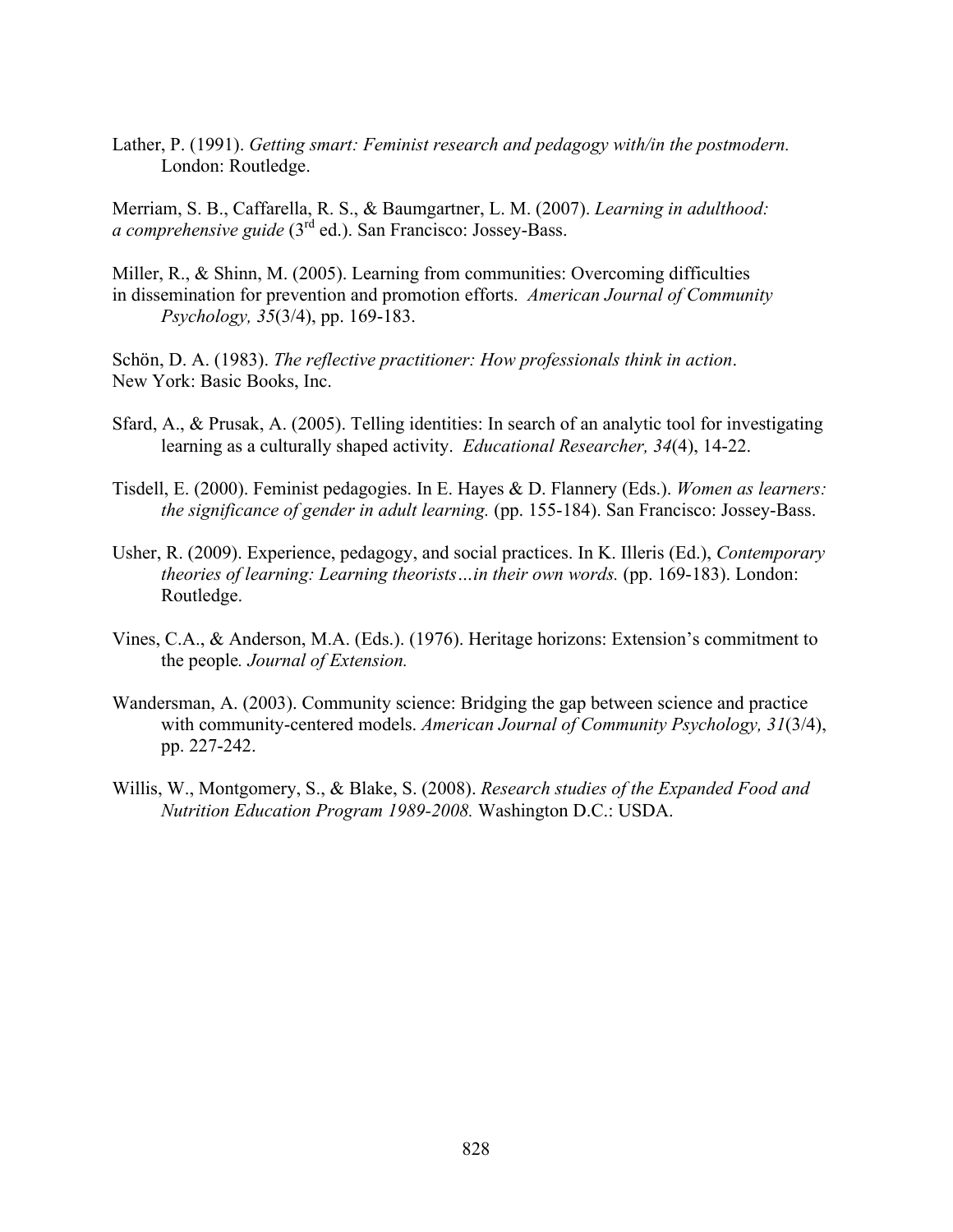Lather, P. (1991). *Getting smart: Feminist research and pedagogy with/in the postmodern.* London: Routledge.

Merriam, S. B., Caffarella, R. S., & Baumgartner, L. M. (2007). *Learning in adulthood: a comprehensive guide* (3rd ed.). San Francisco: Jossey-Bass.

Miller, R., & Shinn, M. (2005). Learning from communities: Overcoming difficulties in dissemination for prevention and promotion efforts. *American Journal of Community Psychology, 35*(3/4), pp. 169-183.

Schön, D. A. (1983). *The reflective practitioner: How professionals think in action*. New York: Basic Books, Inc.

Sfard, A., & Prusak, A. (2005). Telling identities: In search of an analytic tool for investigating learning as a culturally shaped activity. *Educational Researcher, 34*(4), 14-22.

Tisdell, E. (2000). Feminist pedagogies. In E. Hayes & D. Flannery (Eds.). *Women as learners: the significance of gender in adult learning.* (pp. 155-184). San Francisco: Jossey-Bass.

Usher, R. (2009). Experience, pedagogy, and social practices. In K. Illeris (Ed.), *Contemporary theories of learning: Learning theorists…in their own words.* (pp. 169-183). London: Routledge.

Vines, C.A., & Anderson, M.A. (Eds.). (1976). Heritage horizons: Extension's commitment to the people*. Journal of Extension.*

Wandersman, A. (2003). Community science: Bridging the gap between science and practice with community-centered models. *American Journal of Community Psychology, 31*(3/4), pp. 227-242.

Willis, W., Montgomery, S., & Blake, S. (2008). *Research studies of the Expanded Food and Nutrition Education Program 1989-2008.* Washington D.C.: USDA.